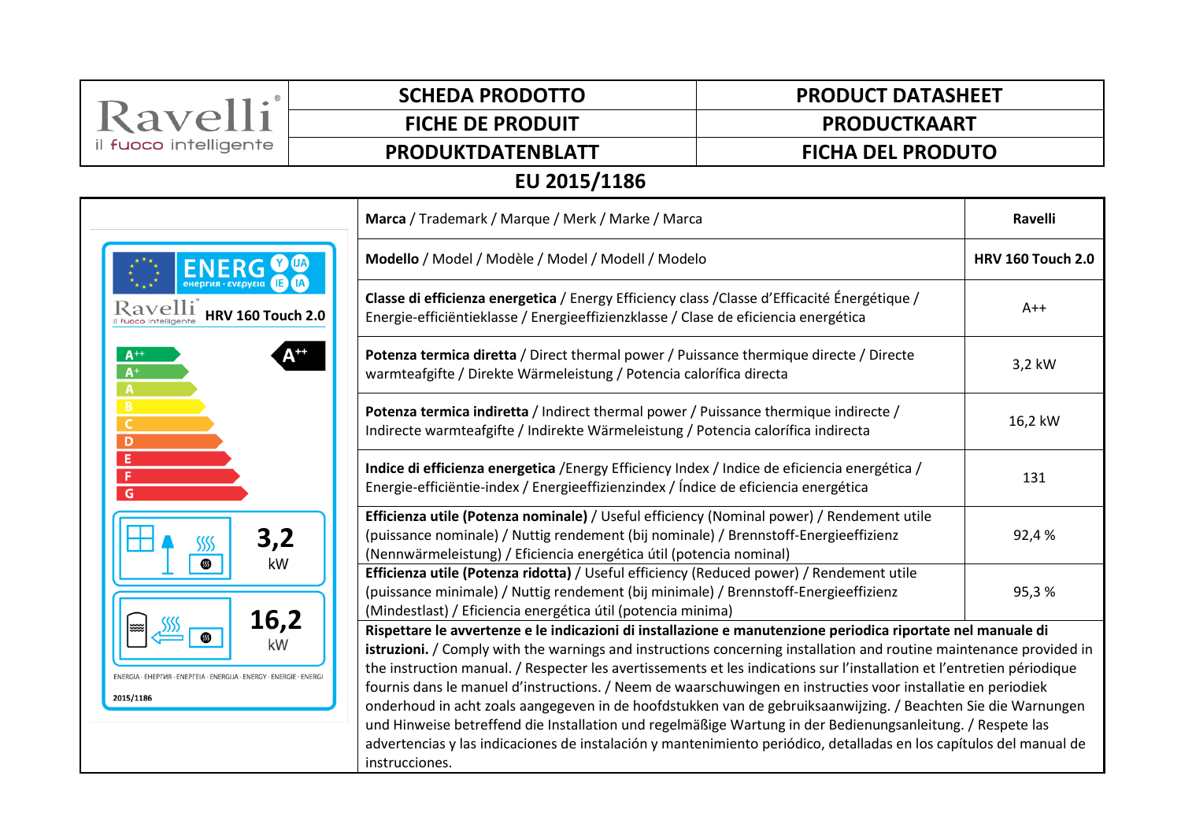| Ravelli® il fuoco intelligente | SCHEDA PRODOTTO | PRODUCT DATASHEET |
|---|---|---|
| | FICHE DE PRODUIT | PRODUCTKAART |
| | PRODUKTDATENBLATT | FICHA DEL PRODUTO |

## EU 2015/1186

| | |
|---|---|
| **Marca** / Trademark / Marque / Merk / Marke / Marca | **Ravelli** |
| **Modello** / Model / Modèle / Model / Modell / Modelo | **HRV 160 Touch 2.0** |
| **Classe di efficienza energetica** / Energy Efficiency class /Classe d'Efficacité Énergétique / Energie-efficiëntieklasse / Energieeffizienzklasse / Clase de eficiencia energética | A++ |
| **Potenza termica diretta** / Direct thermal power / Puissance thermique directe / Directe warmteafgifte / Direkte Wärmeleistung / Potencia calorífica directa | 3,2 kW |
| **Potenza termica indiretta** / Indirect thermal power / Puissance thermique indirecte / Indirecte warmteafgifte / Indirekte Wärmeleistung / Potencia calorífica indirecta | 16,2 kW |
| **Indice di efficienza energetica** /Energy Efficiency Index / Indice de eficiencia energética / Energie-efficiëntie-index / Energieeffizienzindex / Índice de eficiencia energética | 131 |
| **Efficienza utile (Potenza nominale)** / Useful efficiency (Nominal power) / Rendement utile (puissance nominale) / Nuttig rendement (bij nominale) / Brennstoff-Energieeffizienz (Nennwärmeleistung) / Eficiencia energética útil (potencia nominal) | 92,4 % |
| **Efficienza utile (Potenza ridotta)** / Useful efficiency (Reduced power) / Rendement utile (puissance minimale) / Nuttig rendement (bij minimale) / Brennstoff-Energieeffizienz (Mindestlast) / Eficiencia energética útil (potencia minima) | 95,3 % |

**Rispettare le avvertenze e le indicazioni di installazione e manutenzione periodica riportate nel manuale di istruzioni.** / Comply with the warnings and instructions concerning installation and routine maintenance provided in the instruction manual. / Respecter les avertissements et les indications sur l'installation et l'entretien périodique fournis dans le manuel d'instructions. / Neem de waarschuwingen en instructies voor installatie en periodiek onderhoud in acht zoals aangegeven in de hoofdstukken van de gebruiksaanwijzing. / Beachten Sie die Warnungen und Hinweise betreffend die Installation und regelmäßige Wartung in der Bedienungsanleitung. / Respete las advertencias y las indicaciones de instalación y mantenimiento periódico, detalladas en los capítulos del manual de instrucciones.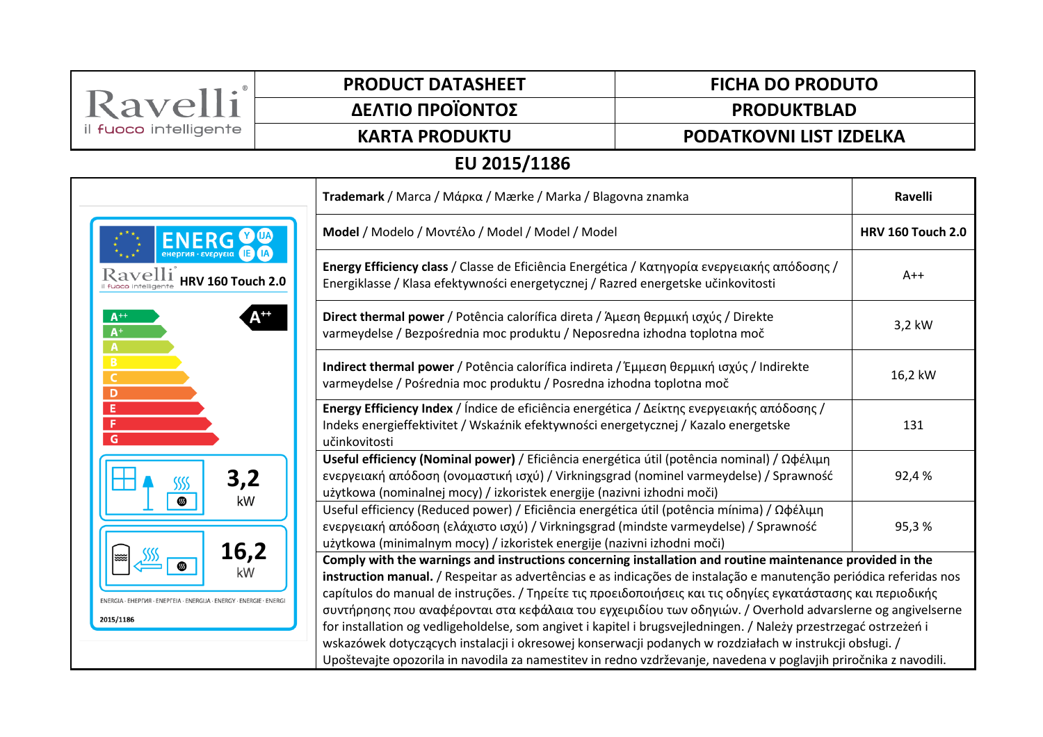| Ravelli il fuoco intelligente | PRODUCT DATASHEET | FICHA DO PRODUTO |
|---|---|---|
| | ΔΕΛΤΙΟ ΠΡΟΪΟΝΤΟΣ | PRODUKTBLAD |
| | KARTA PRODUKTU | PODATKOVNI LIST IZDELKA |

## EU 2015/1186

| | |
|---|---|
| **Trademark** / Marca / Μάρκα / Mærke / Marka / Blagovna znamka | **Ravelli** |
| **Model** / Modelo / Μοντέλο / Model / Model / Model | **HRV 160 Touch 2.0** |
| **Energy Efficiency class** / Classe de Eficiência Energética / Κατηγορία ενεργειακής απόδοσης / Energiklasse / Klasa efektywności energetycznej / Razred energetske učinkovitosti | A++ |
| **Direct thermal power** / Potência calorífica direta / Άμεση θερμική ισχύς / Direkte varmeydelse / Bezpośrednia moc produktu / Neposredna izhodna toplotna moč | 3,2 kW |
| **Indirect thermal power** / Potência calorífica indireta / Έμμεση θερμική ισχύς / Indirekte varmeydelse / Pośrednia moc produktu / Posredna izhodna toplotna moč | 16,2 kW |
| **Energy Efficiency Index** / Índice de eficiência energética / Δείκτης ενεργειακής απόδοσης / Indeks energieffektivitet / Wskaźnik efektywności energetycznej / Kazalo energetske učinkovitosti | 131 |
| **Useful efficiency (Nominal power)** / Eficiência energética útil (potência nominal) / Ωφέλιμη ενεργειακή απόδοση (ονομαστική ισχύ) / Virkningsgrad (nominel varmeydelse) / Sprawność użytkowa (nominalnej mocy) / izkoristek energije (nazivni izhodni moči) | 92,4 % |
| Useful efficiency (Reduced power) / Eficiência energética útil (potência mínima) / Ωφέλιμη ενεργειακή απόδοση (ελάχιστο ισχύ) / Virkningsgrad (mindste varmeydelse) / Sprawność użytkowa (minimalnym mocy) / izkoristek energije (nazivni izhodni moči) | 95,3 % |

**Comply with the warnings and instructions concerning installation and routine maintenance provided in the instruction manual.** / Respeitar as advertências e as indicações de instalação e manutenção periódica referidas nos capítulos do manual de instruções. / Τηρείτε τις προειδοποιήσεις και τις οδηγίες εγκατάστασης και περιοδικής συντήρησης που αναφέρονται στα κεφάλαια του εγχειριδίου των οδηγιών. / Overhold advarslerne og angivelserne for installation og vedligeholdelse, som angivet i kapitel i brugsvejledningen. / Należy przestrzegać ostrzeżeń i wskazówek dotyczących instalacji i okresowej konserwacji podanych w rozdziałach w instrukcji obsługi. / Upoštevajte opozorila in navodila za namestitev in redno vzdrževanje, navedena v poglavjih priročnika z navodili.